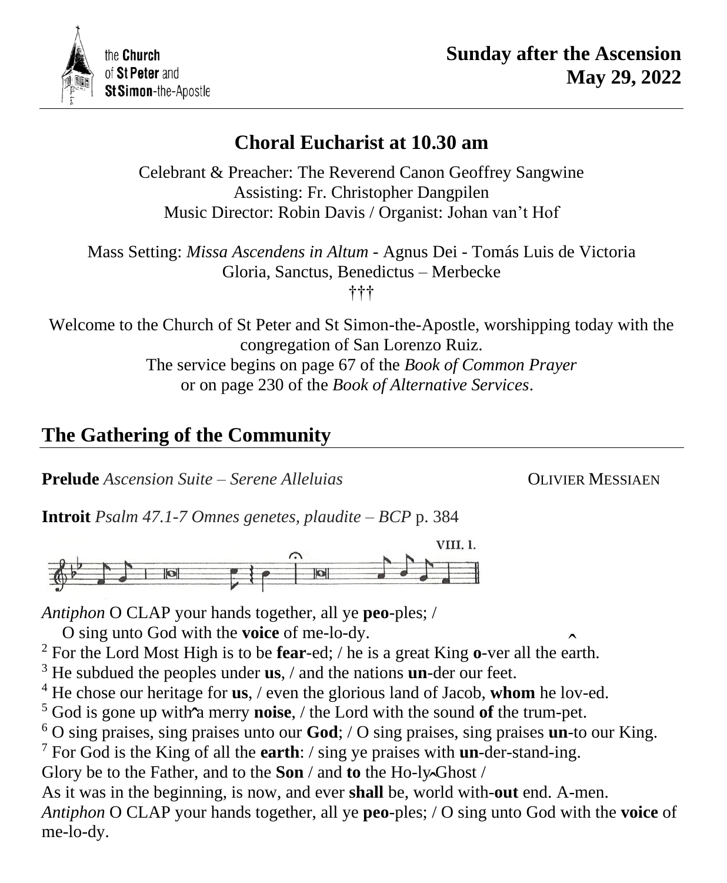the **Church** of **St Peter** and **St Simon**-the-Apostle

**Sunday after the Ascension**
**May 29, 2022**

## Choral Eucharist at 10.30 am

Celebrant & Preacher: The Reverend Canon Geoffrey Sangwine
Assisting: Fr. Christopher Dangpilen
Music Director: Robin Davis / Organist: Johan van't Hof

Mass Setting: *Missa Ascendens in Altum* - Agnus Dei - Tomás Luis de Victoria
Gloria, Sanctus, Benedictus – Merbecke
†††

Welcome to the Church of St Peter and St Simon-the-Apostle, worshipping today with the congregation of San Lorenzo Ruiz.
The service begins on page 67 of the *Book of Common Prayer*
or on page 230 of the *Book of Alternative Services*.

## The Gathering of the Community

**Prelude** *Ascension Suite – Serene Alleluias* OLIVIER MESSIAEN

**Introit** *Psalm 47.1-7 Omnes genetes, plaudite – BCP* p. 384

VIII. 1.

*Antiphon* O CLAP your hands together, all ye **peo**-ples; /
O sing unto God with the **voice** of me-lo-dy.
[2] For the Lord Most High is to be **fear**-ed; / he is a great King **o**-ver all the earth.
[3] He subdued the peoples under **us**, / and the nations **un**-der our feet.
[4] He chose our heritage for **us**, / even the glorious land of Jacob, **whom** he lov-ed.
[5] God is gone up with a merry **noise**, / the Lord with the sound **of** the trum-pet.
[6] O sing praises, sing praises unto our **God**; / O sing praises, sing praises **un**-to our King.
[7] For God is the King of all the **earth**: / sing ye praises with **un**-der-stand-ing.
Glory be to the Father, and to the **Son** / and **to** the Ho-ly Ghost /
As it was in the beginning, is now, and ever **shall** be, world with-**out** end. A-men.
*Antiphon* O CLAP your hands together, all ye **peo**-ples; / O sing unto God with the **voice** of me-lo-dy.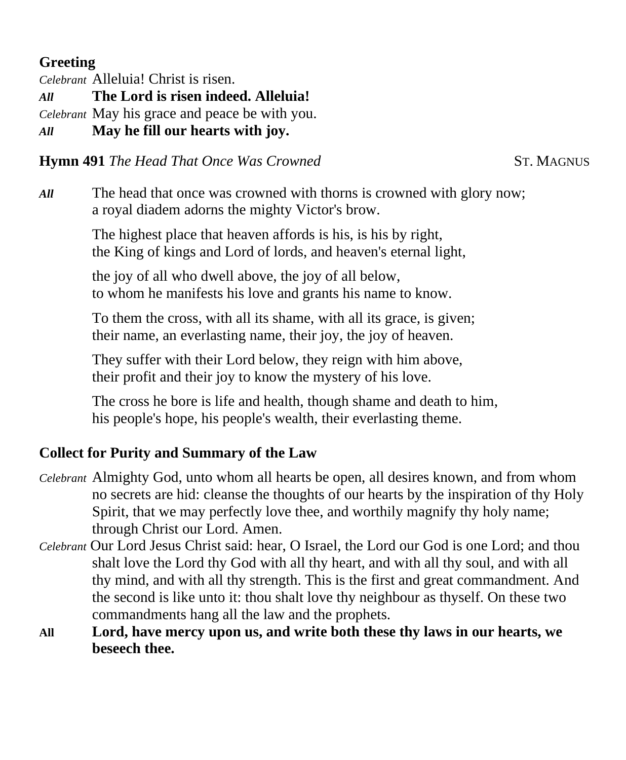## Greeting

*Celebrant* Alleluia! Christ is risen.
***All*** **The Lord is risen indeed. Alleluia!**
*Celebrant* May his grace and peace be with you.
***All*** **May he fill our hearts with joy.**

## Hymn 491 *The Head That Once Was Crowned* ST. MAGNUS

***All*** The head that once was crowned with thorns is crowned with glory now;
a royal diadem adorns the mighty Victor's brow.

The highest place that heaven affords is his, is his by right,
the King of kings and Lord of lords, and heaven's eternal light,

the joy of all who dwell above, the joy of all below,
to whom he manifests his love and grants his name to know.

To them the cross, with all its shame, with all its grace, is given;
their name, an everlasting name, their joy, the joy of heaven.

They suffer with their Lord below, they reign with him above,
their profit and their joy to know the mystery of his love.

The cross he bore is life and health, though shame and death to him,
his people's hope, his people's wealth, their everlasting theme.

## Collect for Purity and Summary of the Law

*Celebrant* Almighty God, unto whom all hearts be open, all desires known, and from whom no secrets are hid: cleanse the thoughts of our hearts by the inspiration of thy Holy Spirit, that we may perfectly love thee, and worthily magnify thy holy name; through Christ our Lord. Amen.

*Celebrant* Our Lord Jesus Christ said: hear, O Israel, the Lord our God is one Lord; and thou shalt love the Lord thy God with all thy heart, and with all thy soul, and with all thy mind, and with all thy strength. This is the first and great commandment. And the second is like unto it: thou shalt love thy neighbour as thyself. On these two commandments hang all the law and the prophets.

**All** **Lord, have mercy upon us, and write both these thy laws in our hearts, we beseech thee.**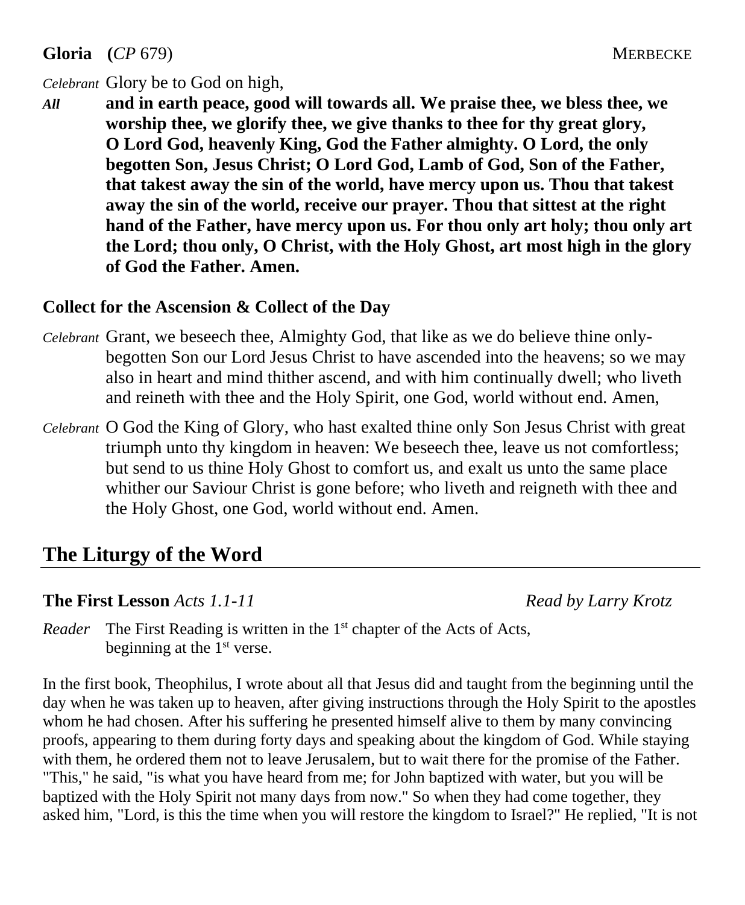**Gloria** (*CP* 679) MERBECKE

*Celebrant* Glory be to God on high,

***All*** **and in earth peace, good will towards all. We praise thee, we bless thee, we worship thee, we glorify thee, we give thanks to thee for thy great glory, O Lord God, heavenly King, God the Father almighty. O Lord, the only begotten Son, Jesus Christ; O Lord God, Lamb of God, Son of the Father, that takest away the sin of the world, have mercy upon us. Thou that takest away the sin of the world, receive our prayer. Thou that sittest at the right hand of the Father, have mercy upon us. For thou only art holy; thou only art the Lord; thou only, O Christ, with the Holy Ghost, art most high in the glory of God the Father. Amen.**

**Collect for the Ascension & Collect of the Day**

*Celebrant* Grant, we beseech thee, Almighty God, that like as we do believe thine only-begotten Son our Lord Jesus Christ to have ascended into the heavens; so we may also in heart and mind thither ascend, and with him continually dwell; who liveth and reineth with thee and the Holy Spirit, one God, world without end. Amen,

*Celebrant* O God the King of Glory, who hast exalted thine only Son Jesus Christ with great triumph unto thy kingdom in heaven: We beseech thee, leave us not comfortless; but send to us thine Holy Ghost to comfort us, and exalt us unto the same place whither our Saviour Christ is gone before; who liveth and reigneth with thee and the Holy Ghost, one God, world without end. Amen.

## The Liturgy of the Word

**The First Lesson** *Acts 1.1-11* *Read by Larry Krotz*

*Reader* The First Reading is written in the 1st chapter of the Acts of Acts, beginning at the 1st verse.

In the first book, Theophilus, I wrote about all that Jesus did and taught from the beginning until the day when he was taken up to heaven, after giving instructions through the Holy Spirit to the apostles whom he had chosen. After his suffering he presented himself alive to them by many convincing proofs, appearing to them during forty days and speaking about the kingdom of God. While staying with them, he ordered them not to leave Jerusalem, but to wait there for the promise of the Father. "This," he said, "is what you have heard from me; for John baptized with water, but you will be baptized with the Holy Spirit not many days from now." So when they had come together, they asked him, "Lord, is this the time when you will restore the kingdom to Israel?" He replied, "It is not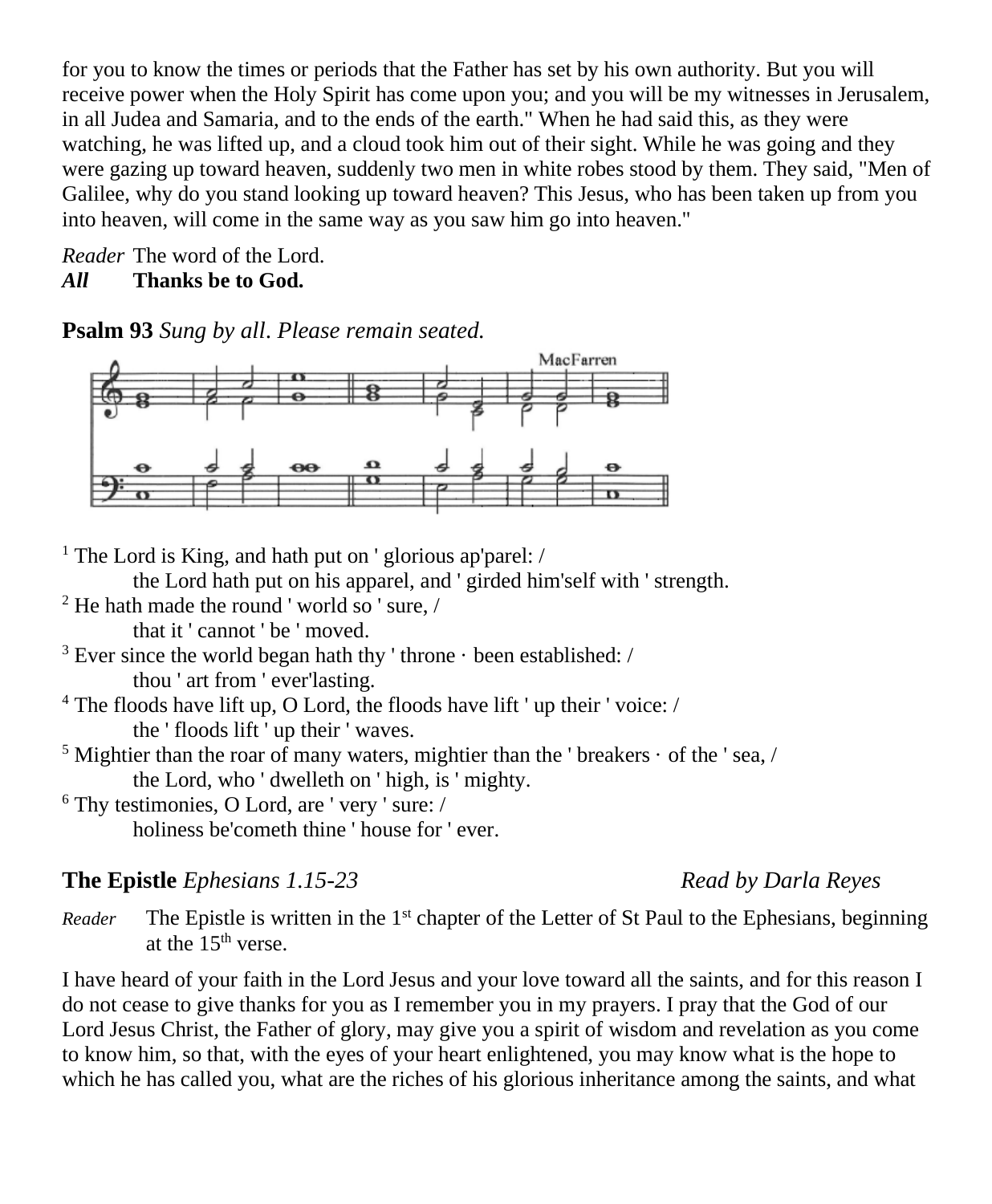for you to know the times or periods that the Father has set by his own authority. But you will receive power when the Holy Spirit has come upon you; and you will be my witnesses in Jerusalem, in all Judea and Samaria, and to the ends of the earth." When he had said this, as they were watching, he was lifted up, and a cloud took him out of their sight. While he was going and they were gazing up toward heaven, suddenly two men in white robes stood by them. They said, "Men of Galilee, why do you stand looking up toward heaven? This Jesus, who has been taken up from you into heaven, will come in the same way as you saw him go into heaven."

*Reader* The word of the Lord.
***All*** **Thanks be to God.**

**Psalm 93** *Sung by all. Please remain seated.*

MacFarren

[1] The Lord is King, and hath put on ' glorious ap'parel: /
    the Lord hath put on his apparel, and ' girded him'self with ' strength.
[2] He hath made the round ' world so ' sure, /
    that it ' cannot ' be ' moved.
[3] Ever since the world began hath thy ' throne · been established: /
    thou ' art from ' ever'lasting.
[4] The floods have lift up, O Lord, the floods have lift ' up their ' voice: /
    the ' floods lift ' up their ' waves.
[5] Mightier than the roar of many waters, mightier than the ' breakers · of the ' sea, /
    the Lord, who ' dwelleth on ' high, is ' mighty.
[6] Thy testimonies, O Lord, are ' very ' sure: /
    holiness be'cometh thine ' house for ' ever.

**The Epistle** *Ephesians 1.15-23* *Read by Darla Reyes*

*Reader* The Epistle is written in the 1st chapter of the Letter of St Paul to the Ephesians, beginning at the 15th verse.

I have heard of your faith in the Lord Jesus and your love toward all the saints, and for this reason I do not cease to give thanks for you as I remember you in my prayers. I pray that the God of our Lord Jesus Christ, the Father of glory, may give you a spirit of wisdom and revelation as you come to know him, so that, with the eyes of your heart enlightened, you may know what is the hope to which he has called you, what are the riches of his glorious inheritance among the saints, and what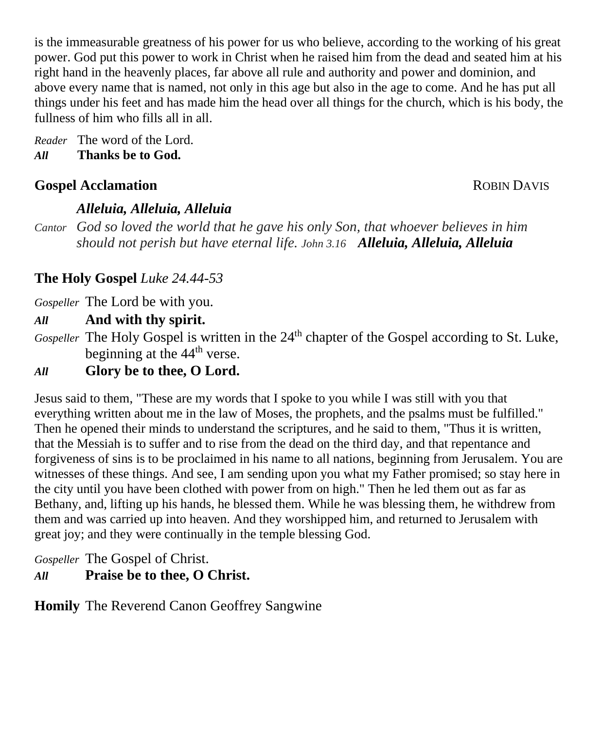is the immeasurable greatness of his power for us who believe, according to the working of his great power. God put this power to work in Christ when he raised him from the dead and seated him at his right hand in the heavenly places, far above all rule and authority and power and dominion, and above every name that is named, not only in this age but also in the age to come. And he has put all things under his feet and has made him the head over all things for the church, which is his body, the fullness of him who fills all in all.

*Reader* The word of the Lord.
***All*** **Thanks be to God.**

**Gospel Acclamation** ROBIN DAVIS

***Alleluia, Alleluia, Alleluia***

*Cantor* *God so loved the world that he gave his only Son, that whoever believes in him should not perish but have eternal life. John 3.16* ***Alleluia, Alleluia, Alleluia***

**The Holy Gospel** *Luke 24.44-53*

*Gospeller* The Lord be with you.
***All*** **And with thy spirit.**
*Gospeller* The Holy Gospel is written in the 24th chapter of the Gospel according to St. Luke, beginning at the 44th verse.
***All*** **Glory be to thee, O Lord.**

Jesus said to them, "These are my words that I spoke to you while I was still with you that everything written about me in the law of Moses, the prophets, and the psalms must be fulfilled." Then he opened their minds to understand the scriptures, and he said to them, "Thus it is written, that the Messiah is to suffer and to rise from the dead on the third day, and that repentance and forgiveness of sins is to be proclaimed in his name to all nations, beginning from Jerusalem. You are witnesses of these things. And see, I am sending upon you what my Father promised; so stay here in the city until you have been clothed with power from on high." Then he led them out as far as Bethany, and, lifting up his hands, he blessed them. While he was blessing them, he withdrew from them and was carried up into heaven. And they worshipped him, and returned to Jerusalem with great joy; and they were continually in the temple blessing God.

*Gospeller* The Gospel of Christ.
***All*** **Praise be to thee, O Christ.**

**Homily** The Reverend Canon Geoffrey Sangwine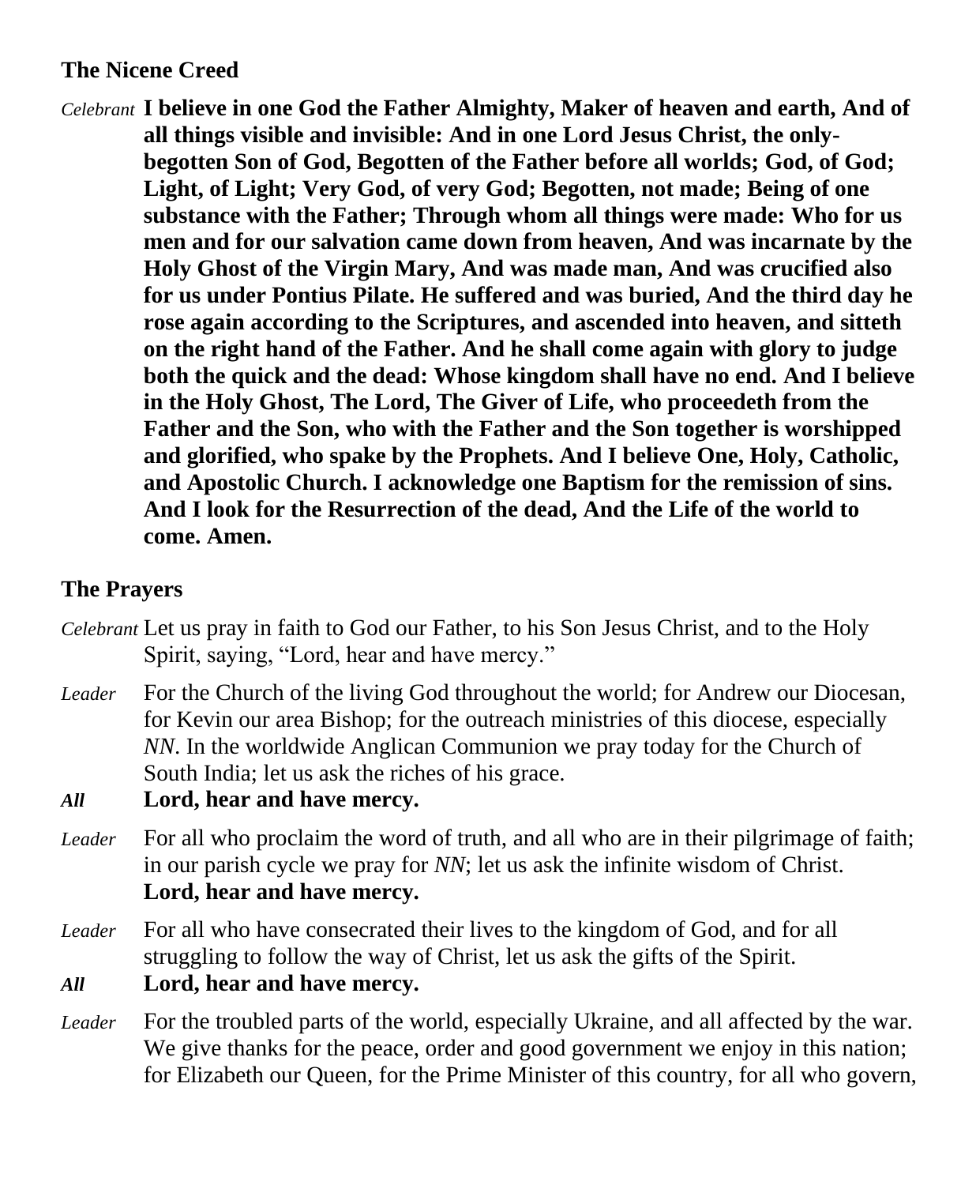## The Nicene Creed

*Celebrant* **I believe in one God the Father Almighty, Maker of heaven and earth, And of all things visible and invisible: And in one Lord Jesus Christ, the only-begotten Son of God, Begotten of the Father before all worlds; God, of God; Light, of Light; Very God, of very God; Begotten, not made; Being of one substance with the Father; Through whom all things were made: Who for us men and for our salvation came down from heaven, And was incarnate by the Holy Ghost of the Virgin Mary, And was made man, And was crucified also for us under Pontius Pilate. He suffered and was buried, And the third day he rose again according to the Scriptures, and ascended into heaven, and sitteth on the right hand of the Father. And he shall come again with glory to judge both the quick and the dead: Whose kingdom shall have no end. And I believe in the Holy Ghost, The Lord, The Giver of Life, who proceedeth from the Father and the Son, who with the Father and the Son together is worshipped and glorified, who spake by the Prophets. And I believe One, Holy, Catholic, and Apostolic Church. I acknowledge one Baptism for the remission of sins. And I look for the Resurrection of the dead, And the Life of the world to come. Amen.**

## The Prayers

*Celebrant* Let us pray in faith to God our Father, to his Son Jesus Christ, and to the Holy Spirit, saying, "Lord, hear and have mercy."

*Leader* For the Church of the living God throughout the world; for Andrew our Diocesan, for Kevin our area Bishop; for the outreach ministries of this diocese, especially *NN*. In the worldwide Anglican Communion we pray today for the Church of South India; let us ask the riches of his grace.

***All*** **Lord, hear and have mercy.**

*Leader* For all who proclaim the word of truth, and all who are in their pilgrimage of faith; in our parish cycle we pray for *NN*; let us ask the infinite wisdom of Christ.
**Lord, hear and have mercy.**

*Leader* For all who have consecrated their lives to the kingdom of God, and for all struggling to follow the way of Christ, let us ask the gifts of the Spirit.

***All*** **Lord, hear and have mercy.**

*Leader* For the troubled parts of the world, especially Ukraine, and all affected by the war. We give thanks for the peace, order and good government we enjoy in this nation; for Elizabeth our Queen, for the Prime Minister of this country, for all who govern,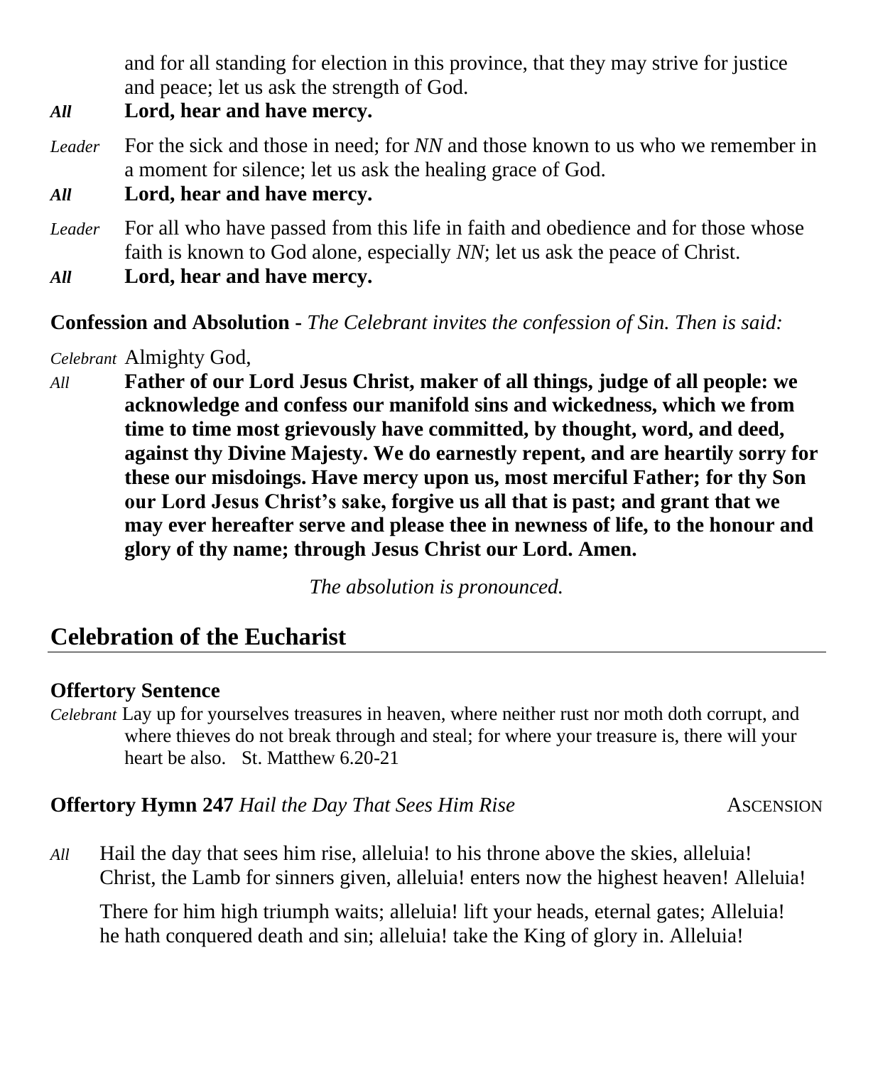and for all standing for election in this province, that they may strive for justice and peace; let us ask the strength of God.

***All*** **Lord, hear and have mercy.**

*Leader* For the sick and those in need; for *NN* and those known to us who we remember in a moment for silence; let us ask the healing grace of God.

***All*** **Lord, hear and have mercy.**

*Leader* For all who have passed from this life in faith and obedience and for those whose faith is known to God alone, especially *NN*; let us ask the peace of Christ.

***All*** **Lord, hear and have mercy.**

**Confession and Absolution -** *The Celebrant invites the confession of Sin. Then is said:*

*Celebrant* Almighty God,

*All* **Father of our Lord Jesus Christ, maker of all things, judge of all people: we acknowledge and confess our manifold sins and wickedness, which we from time to time most grievously have committed, by thought, word, and deed, against thy Divine Majesty. We do earnestly repent, and are heartily sorry for these our misdoings. Have mercy upon us, most merciful Father; for thy Son our Lord Jesus Christ's sake, forgive us all that is past; and grant that we may ever hereafter serve and please thee in newness of life, to the honour and glory of thy name; through Jesus Christ our Lord. Amen.**

*The absolution is pronounced.*

## Celebration of the Eucharist

**Offertory Sentence**

*Celebrant* Lay up for yourselves treasures in heaven, where neither rust nor moth doth corrupt, and where thieves do not break through and steal; for where your treasure is, there will your heart be also. St. Matthew 6.20-21

**Offertory Hymn 247** *Hail the Day That Sees Him Rise* ASCENSION

*All* Hail the day that sees him rise, alleluia! to his throne above the skies, alleluia!
Christ, the Lamb for sinners given, alleluia! enters now the highest heaven! Alleluia!

There for him high triumph waits; alleluia! lift your heads, eternal gates; Alleluia!
he hath conquered death and sin; alleluia! take the King of glory in. Alleluia!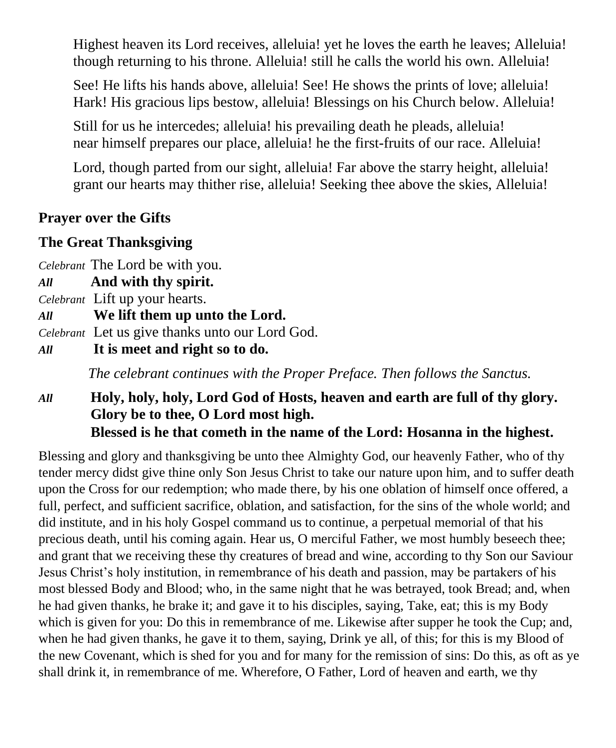Highest heaven its Lord receives, alleluia! yet he loves the earth he leaves; Alleluia!
though returning to his throne. Alleluia! still he calls the world his own. Alleluia!

See! He lifts his hands above, alleluia! See! He shows the prints of love; alleluia!
Hark! His gracious lips bestow, alleluia! Blessings on his Church below. Alleluia!

Still for us he intercedes; alleluia! his prevailing death he pleads, alleluia!
near himself prepares our place, alleluia! he the first-fruits of our race. Alleluia!

Lord, though parted from our sight, alleluia! Far above the starry height, alleluia!
grant our hearts may thither rise, alleluia! Seeking thee above the skies, Alleluia!

**Prayer over the Gifts**

**The Great Thanksgiving**

*Celebrant* The Lord be with you.
***All*** **And with thy spirit.**
*Celebrant* Lift up your hearts.
***All*** **We lift them up unto the Lord.**
*Celebrant* Let us give thanks unto our Lord God.
***All*** **It is meet and right so to do.**

*The celebrant continues with the Proper Preface. Then follows the Sanctus.*

***All*** **Holy, holy, holy, Lord God of Hosts, heaven and earth are full of thy glory.
Glory be to thee, O Lord most high.
Blessed is he that cometh in the name of the Lord: Hosanna in the highest.**

Blessing and glory and thanksgiving be unto thee Almighty God, our heavenly Father, who of thy tender mercy didst give thine only Son Jesus Christ to take our nature upon him, and to suffer death upon the Cross for our redemption; who made there, by his one oblation of himself once offered, a full, perfect, and sufficient sacrifice, oblation, and satisfaction, for the sins of the whole world; and did institute, and in his holy Gospel command us to continue, a perpetual memorial of that his precious death, until his coming again. Hear us, O merciful Father, we most humbly beseech thee; and grant that we receiving these thy creatures of bread and wine, according to thy Son our Saviour Jesus Christ's holy institution, in remembrance of his death and passion, may be partakers of his most blessed Body and Blood; who, in the same night that he was betrayed, took Bread; and, when he had given thanks, he brake it; and gave it to his disciples, saying, Take, eat; this is my Body which is given for you: Do this in remembrance of me. Likewise after supper he took the Cup; and, when he had given thanks, he gave it to them, saying, Drink ye all, of this; for this is my Blood of the new Covenant, which is shed for you and for many for the remission of sins: Do this, as oft as ye shall drink it, in remembrance of me. Wherefore, O Father, Lord of heaven and earth, we thy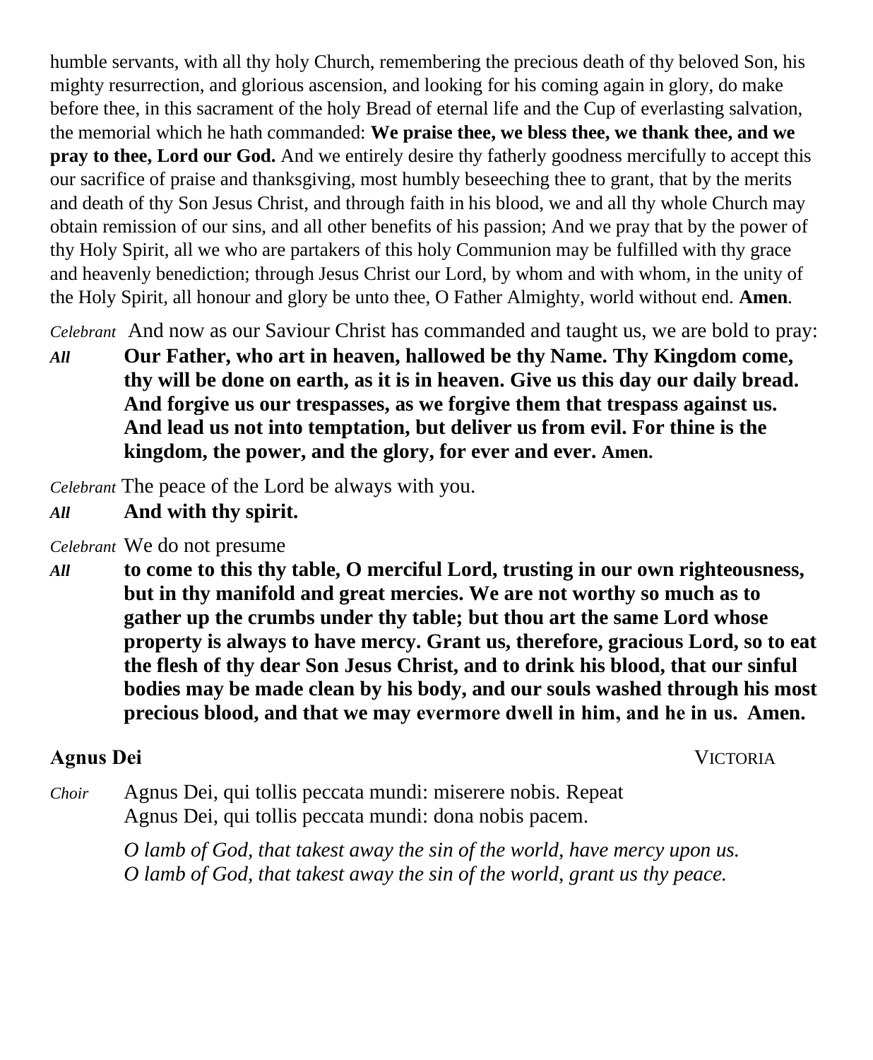humble servants, with all thy holy Church, remembering the precious death of thy beloved Son, his mighty resurrection, and glorious ascension, and looking for his coming again in glory, do make before thee, in this sacrament of the holy Bread of eternal life and the Cup of everlasting salvation, the memorial which he hath commanded: **We praise thee, we bless thee, we thank thee, and we pray to thee, Lord our God.** And we entirely desire thy fatherly goodness mercifully to accept this our sacrifice of praise and thanksgiving, most humbly beseeching thee to grant, that by the merits and death of thy Son Jesus Christ, and through faith in his blood, we and all thy whole Church may obtain remission of our sins, and all other benefits of his passion; And we pray that by the power of thy Holy Spirit, all we who are partakers of this holy Communion may be fulfilled with thy grace and heavenly benediction; through Jesus Christ our Lord, by whom and with whom, in the unity of the Holy Spirit, all honour and glory be unto thee, O Father Almighty, world without end. **Amen**.

*Celebrant* And now as our Saviour Christ has commanded and taught us, we are bold to pray:

*All* **Our Father, who art in heaven, hallowed be thy Name. Thy Kingdom come, thy will be done on earth, as it is in heaven. Give us this day our daily bread. And forgive us our trespasses, as we forgive them that trespass against us. And lead us not into temptation, but deliver us from evil. For thine is the kingdom, the power, and the glory, for ever and ever. Amen.**

*Celebrant* The peace of the Lord be always with you.

*All* **And with thy spirit.**

*Celebrant* We do not presume

*All* **to come to this thy table, O merciful Lord, trusting in our own righteousness, but in thy manifold and great mercies. We are not worthy so much as to gather up the crumbs under thy table; but thou art the same Lord whose property is always to have mercy. Grant us, therefore, gracious Lord, so to eat the flesh of thy dear Son Jesus Christ, and to drink his blood, that our sinful bodies may be made clean by his body, and our souls washed through his most precious blood, and that we may evermore dwell in him, and he in us. Amen.**

**Agnus Dei** VICTORIA

*Choir* Agnus Dei, qui tollis peccata mundi: miserere nobis. Repeat
Agnus Dei, qui tollis peccata mundi: dona nobis pacem.

*O lamb of God, that takest away the sin of the world, have mercy upon us.*
*O lamb of God, that takest away the sin of the world, grant us thy peace.*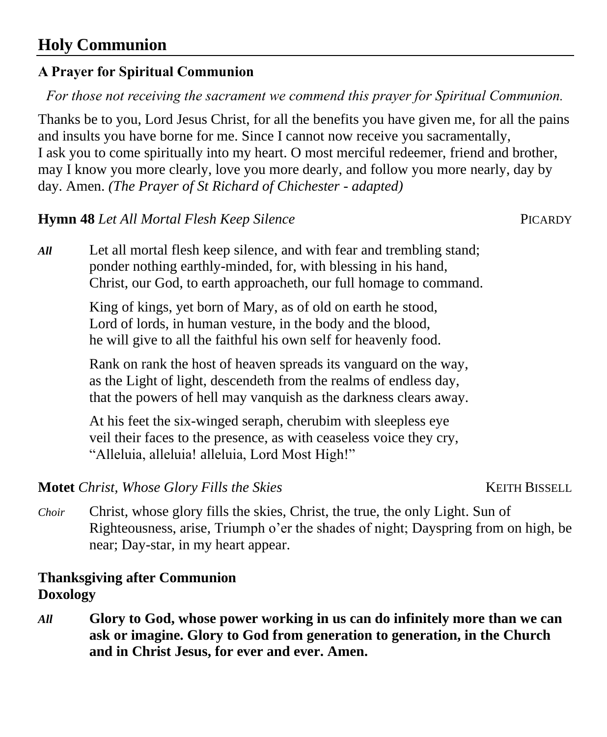## Holy Communion

### A Prayer for Spiritual Communion

*For those not receiving the sacrament we commend this prayer for Spiritual Communion.*

Thanks be to you, Lord Jesus Christ, for all the benefits you have given me, for all the pains and insults you have borne for me. Since I cannot now receive you sacramentally, I ask you to come spiritually into my heart. O most merciful redeemer, friend and brother, may I know you more clearly, love you more dearly, and follow you more nearly, day by day. Amen. *(The Prayer of St Richard of Chichester - adapted)*

**Hymn 48** *Let All Mortal Flesh Keep Silence* PICARDY

*All* Let all mortal flesh keep silence, and with fear and trembling stand;
ponder nothing earthly-minded, for, with blessing in his hand,
Christ, our God, to earth approacheth, our full homage to command.

King of kings, yet born of Mary, as of old on earth he stood,
Lord of lords, in human vesture, in the body and the blood,
he will give to all the faithful his own self for heavenly food.

Rank on rank the host of heaven spreads its vanguard on the way,
as the Light of light, descendeth from the realms of endless day,
that the powers of hell may vanquish as the darkness clears away.

At his feet the six-winged seraph, cherubim with sleepless eye
veil their faces to the presence, as with ceaseless voice they cry,
"Alleluia, alleluia! alleluia, Lord Most High!"

**Motet** *Christ, Whose Glory Fills the Skies* KEITH BISSELL

*Choir* Christ, whose glory fills the skies, Christ, the true, the only Light. Sun of Righteousness, arise, Triumph o'er the shades of night; Dayspring from on high, be near; Day-star, in my heart appear.

### Thanksgiving after Communion
### Doxology

*All* **Glory to God, whose power working in us can do infinitely more than we can ask or imagine. Glory to God from generation to generation, in the Church and in Christ Jesus, for ever and ever. Amen.**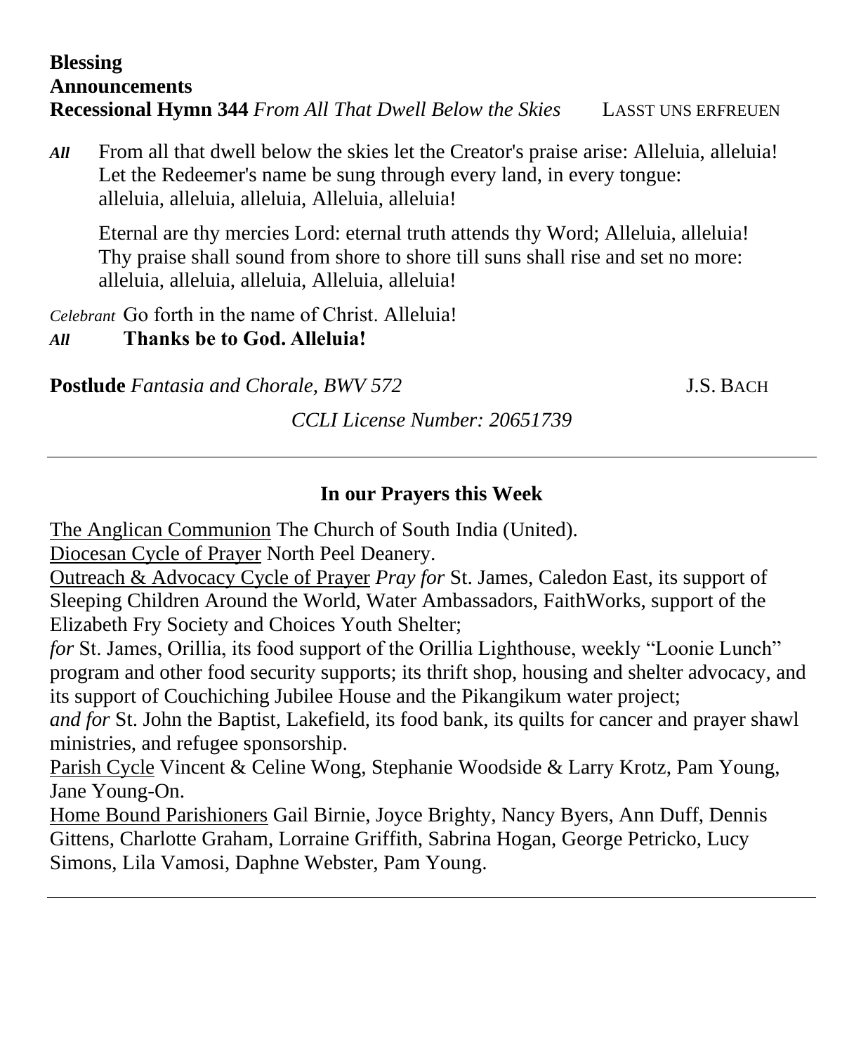**Blessing**

**Announcements**

**Recessional Hymn 344** *From All That Dwell Below the Skies* LASST UNS ERFREUEN

*All* From all that dwell below the skies let the Creator's praise arise: Alleluia, alleluia!
Let the Redeemer's name be sung through every land, in every tongue:
alleluia, alleluia, alleluia, Alleluia, alleluia!

Eternal are thy mercies Lord: eternal truth attends thy Word; Alleluia, alleluia!
Thy praise shall sound from shore to shore till suns shall rise and set no more:
alleluia, alleluia, alleluia, Alleluia, alleluia!

*Celebrant* Go forth in the name of Christ. Alleluia!

*All* **Thanks be to God. Alleluia!**

**Postlude** *Fantasia and Chorale, BWV 572* J.S. BACH

*CCLI License Number: 20651739*

---

## In our Prayers this Week

The Anglican Communion The Church of South India (United).

Diocesan Cycle of Prayer North Peel Deanery.

Outreach & Advocacy Cycle of Prayer *Pray for* St. James, Caledon East, its support of Sleeping Children Around the World, Water Ambassadors, FaithWorks, support of the Elizabeth Fry Society and Choices Youth Shelter;
*for* St. James, Orillia, its food support of the Orillia Lighthouse, weekly "Loonie Lunch" program and other food security supports; its thrift shop, housing and shelter advocacy, and its support of Couchiching Jubilee House and the Pikangikum water project;
*and for* St. John the Baptist, Lakefield, its food bank, its quilts for cancer and prayer shawl ministries, and refugee sponsorship.

Parish Cycle Vincent & Celine Wong, Stephanie Woodside & Larry Krotz, Pam Young, Jane Young-On.

Home Bound Parishioners Gail Birnie, Joyce Brighty, Nancy Byers, Ann Duff, Dennis Gittens, Charlotte Graham, Lorraine Griffith, Sabrina Hogan, George Petricko, Lucy Simons, Lila Vamosi, Daphne Webster, Pam Young.

---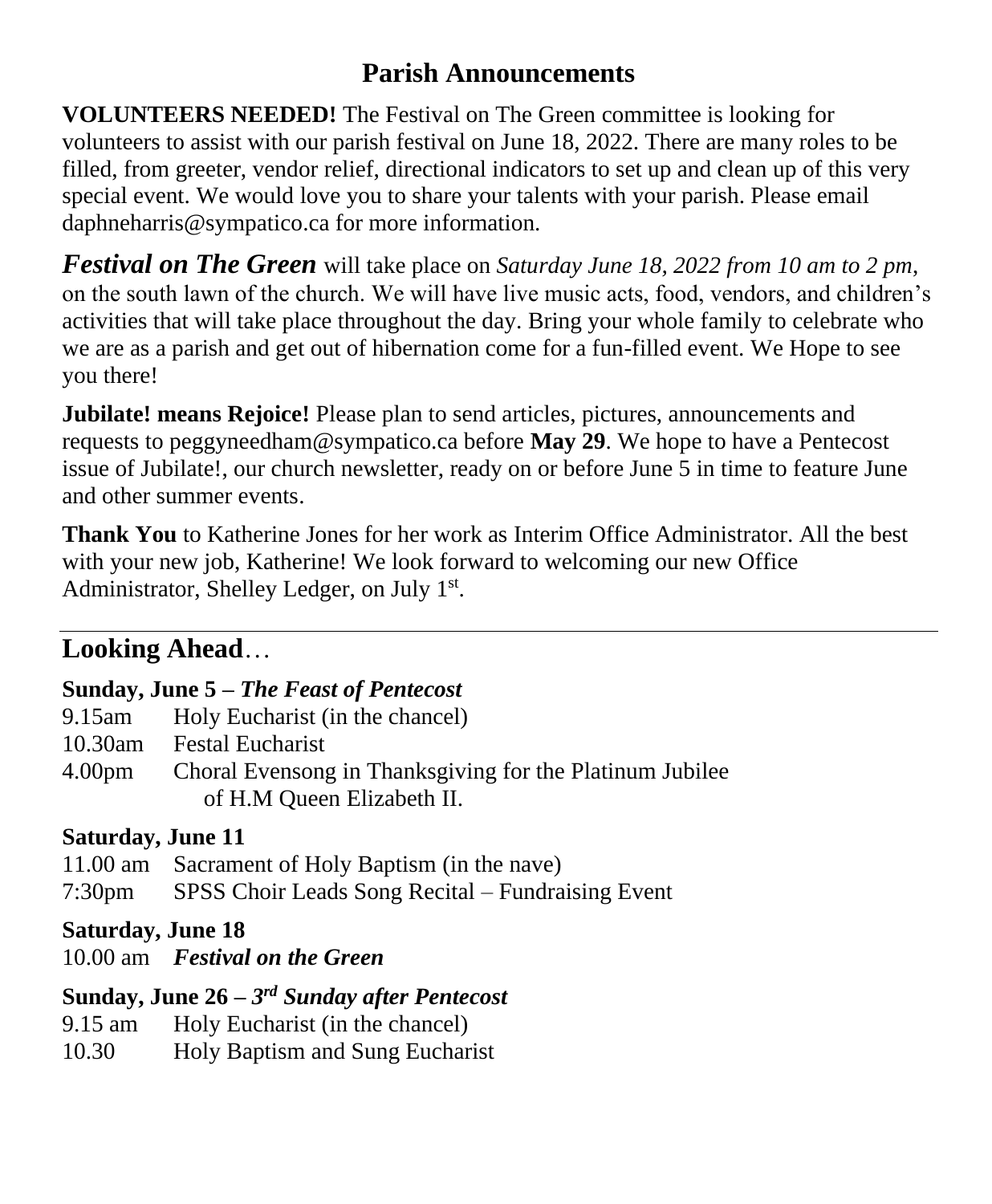## Parish Announcements

**VOLUNTEERS NEEDED!** The Festival on The Green committee is looking for volunteers to assist with our parish festival on June 18, 2022. There are many roles to be filled, from greeter, vendor relief, directional indicators to set up and clean up of this very special event. We would love you to share your talents with your parish. Please email daphneharris@sympatico.ca for more information.

***Festival on The Green*** will take place on *Saturday June 18, 2022 from 10 am to 2 pm*, on the south lawn of the church. We will have live music acts, food, vendors, and children's activities that will take place throughout the day. Bring your whole family to celebrate who we are as a parish and get out of hibernation come for a fun-filled event. We Hope to see you there!

**Jubilate! means Rejoice!** Please plan to send articles, pictures, announcements and requests to peggyneedham@sympatico.ca before **May 29**. We hope to have a Pentecost issue of Jubilate!, our church newsletter, ready on or before June 5 in time to feature June and other summer events.

**Thank You** to Katherine Jones for her work as Interim Office Administrator. All the best with your new job, Katherine! We look forward to welcoming our new Office Administrator, Shelley Ledger, on July 1st.

---

## Looking Ahead…

**Sunday, June 5 – *The Feast of Pentecost***

9.15am Holy Eucharist (in the chancel)
10.30am Festal Eucharist
4.00pm Choral Evensong in Thanksgiving for the Platinum Jubilee of H.M Queen Elizabeth II.

**Saturday, June 11**

11.00 am Sacrament of Holy Baptism (in the nave)
7:30pm SPSS Choir Leads Song Recital – Fundraising Event

**Saturday, June 18**

10.00 am ***Festival on the Green***

**Sunday, June 26 – *3rd Sunday after Pentecost***

9.15 am Holy Eucharist (in the chancel)
10.30 Holy Baptism and Sung Eucharist